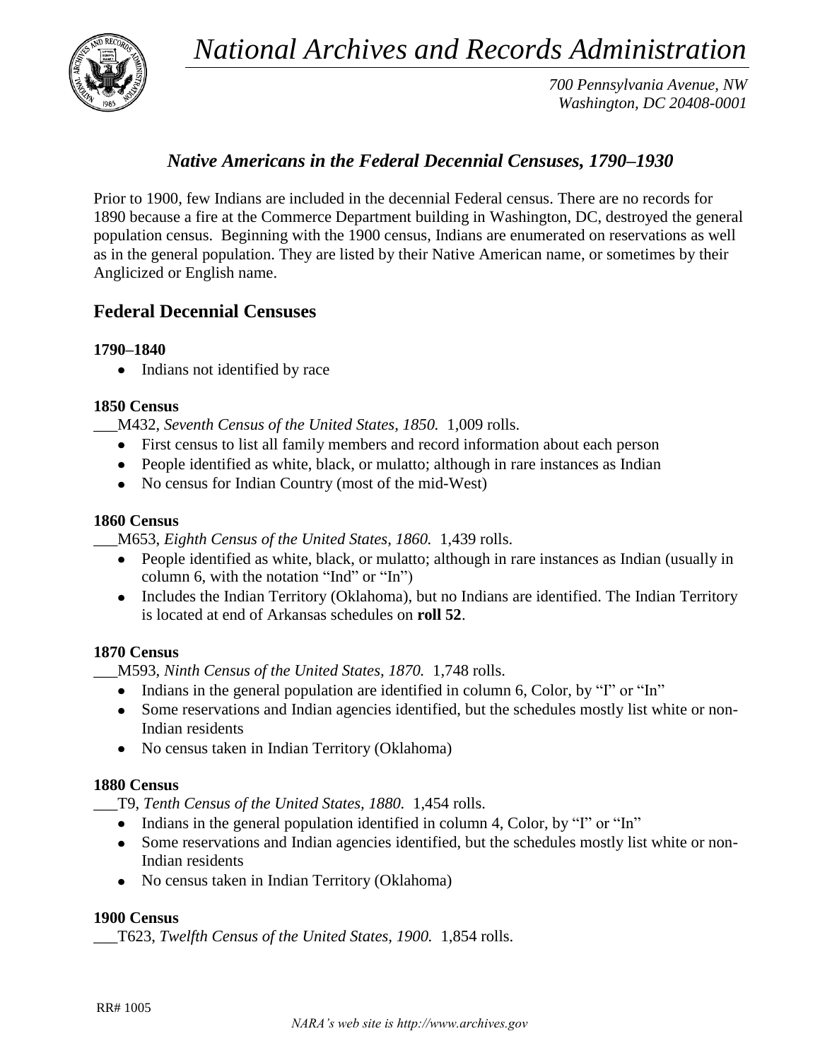# *National Archives and Records Administration*

*700 Pennsylvania Avenue, NW*
*Washington, DC 20408-0001*

## *Native Americans in the Federal Decennial Censuses, 1790–1930*

Prior to 1900, few Indians are included in the decennial Federal census. There are no records for 1890 because a fire at the Commerce Department building in Washington, DC, destroyed the general population census. Beginning with the 1900 census, Indians are enumerated on reservations as well as in the general population. They are listed by their Native American name, or sometimes by their Anglicized or English name.

## Federal Decennial Censuses

### 1790–1840

- Indians not identified by race

### 1850 Census

___M432, *Seventh Census of the United States, 1850.* 1,009 rolls.

- First census to list all family members and record information about each person
- People identified as white, black, or mulatto; although in rare instances as Indian
- No census for Indian Country (most of the mid-West)

### 1860 Census

___M653, *Eighth Census of the United States, 1860.* 1,439 rolls.

- People identified as white, black, or mulatto; although in rare instances as Indian (usually in column 6, with the notation "Ind" or "In")
- Includes the Indian Territory (Oklahoma), but no Indians are identified. The Indian Territory is located at end of Arkansas schedules on **roll 52**.

### 1870 Census

___M593, *Ninth Census of the United States, 1870.* 1,748 rolls.

- Indians in the general population are identified in column 6, Color, by "I" or "In"
- Some reservations and Indian agencies identified, but the schedules mostly list white or non-Indian residents
- No census taken in Indian Territory (Oklahoma)

### 1880 Census

___T9, *Tenth Census of the United States, 1880.* 1,454 rolls.

- Indians in the general population identified in column 4, Color, by "I" or "In"
- Some reservations and Indian agencies identified, but the schedules mostly list white or non-Indian residents
- No census taken in Indian Territory (Oklahoma)

### 1900 Census

___T623, *Twelfth Census of the United States, 1900.* 1,854 rolls.

RR# 1005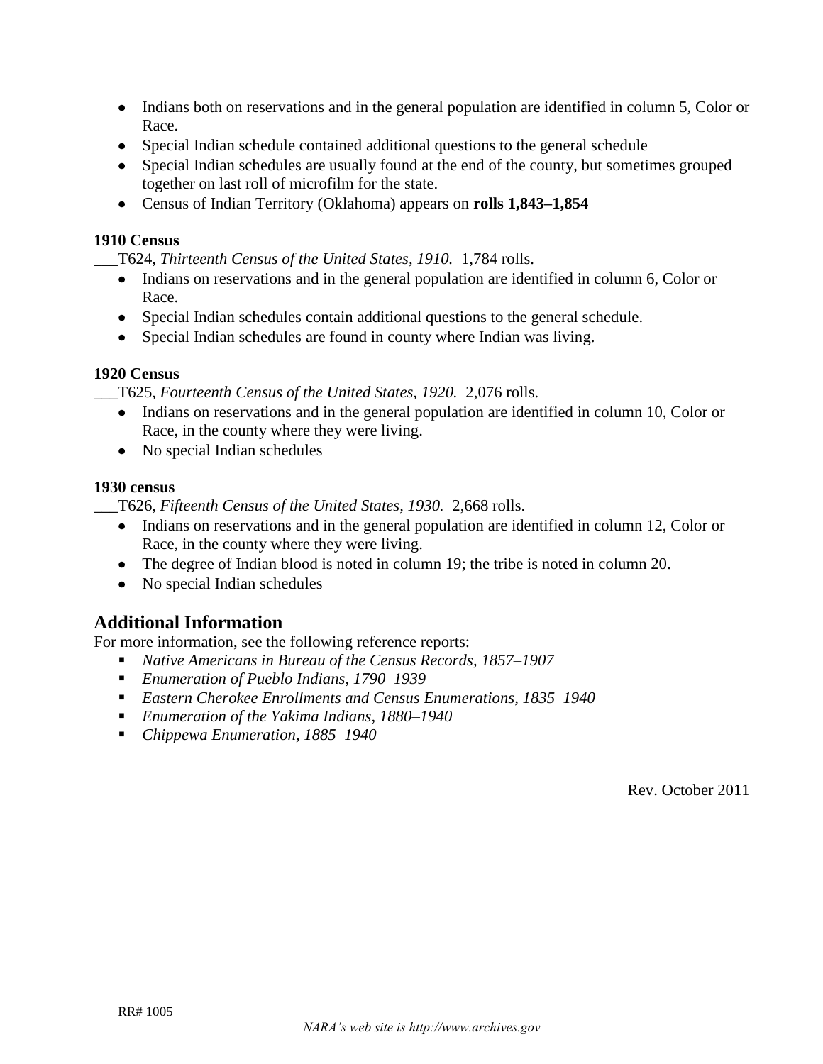- Indians both on reservations and in the general population are identified in column 5, Color or Race.
- Special Indian schedule contained additional questions to the general schedule
- Special Indian schedules are usually found at the end of the county, but sometimes grouped together on last roll of microfilm for the state.
- Census of Indian Territory (Oklahoma) appears on **rolls 1,843–1,854**

**1910 Census**

___T624, *Thirteenth Census of the United States, 1910.* 1,784 rolls.

- Indians on reservations and in the general population are identified in column 6, Color or Race.
- Special Indian schedules contain additional questions to the general schedule.
- Special Indian schedules are found in county where Indian was living.

**1920 Census**

___T625, *Fourteenth Census of the United States, 1920.* 2,076 rolls.

- Indians on reservations and in the general population are identified in column 10, Color or Race, in the county where they were living.
- No special Indian schedules

**1930 census**

___T626, *Fifteenth Census of the United States, 1930.* 2,668 rolls.

- Indians on reservations and in the general population are identified in column 12, Color or Race, in the county where they were living.
- The degree of Indian blood is noted in column 19; the tribe is noted in column 20.
- No special Indian schedules

## Additional Information

For more information, see the following reference reports:

- *Native Americans in Bureau of the Census Records, 1857–1907*
- *Enumeration of Pueblo Indians, 1790–1939*
- *Eastern Cherokee Enrollments and Census Enumerations, 1835–1940*
- *Enumeration of the Yakima Indians, 1880–1940*
- *Chippewa Enumeration, 1885–1940*

Rev. October 2011